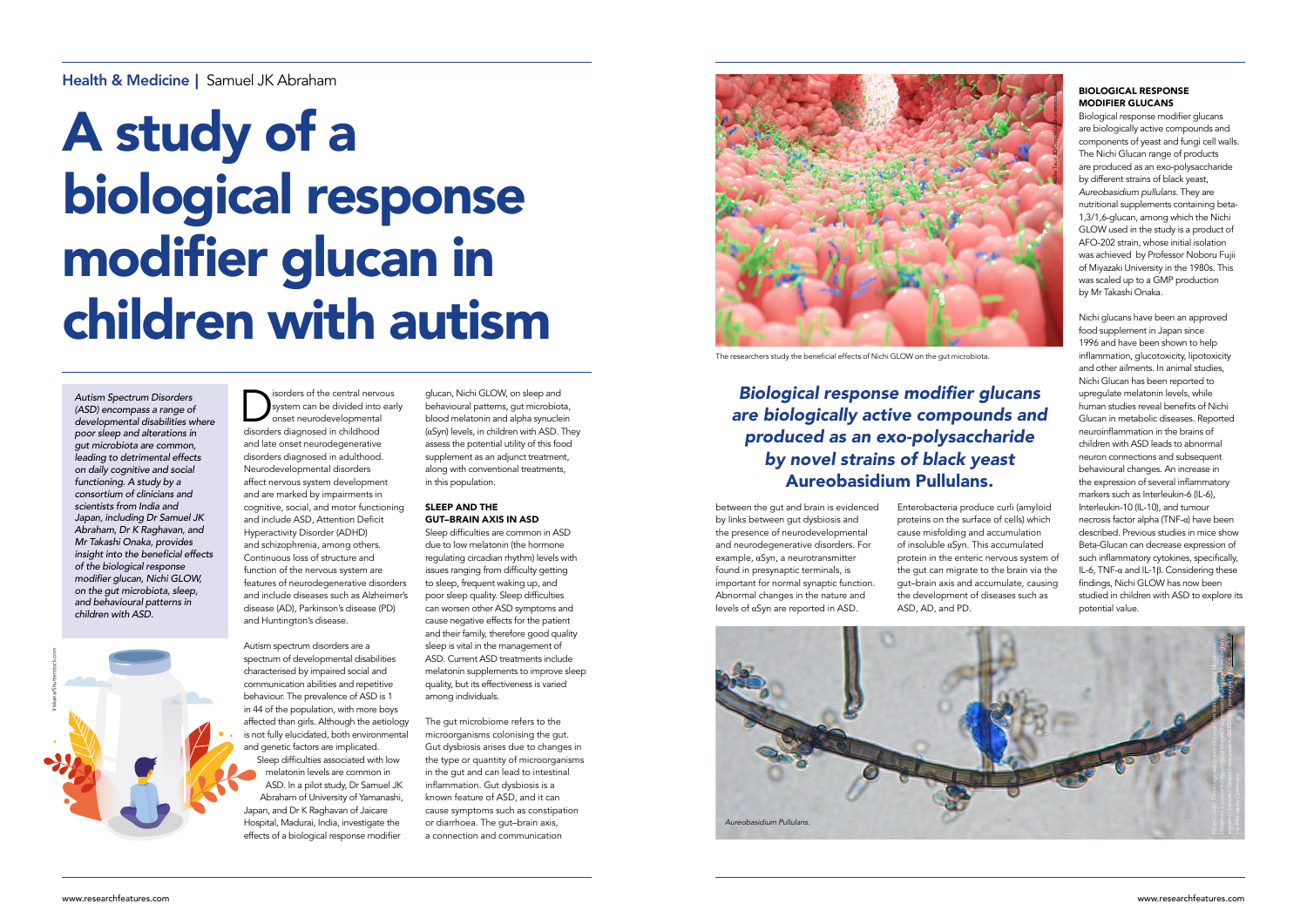Health & Medicine | Samuel JK Abraham

# A study of a biological response modifier glucan in children with autism

*Autism Spectrum Disorders (ASD) encompass a range of developmental disabilities where poor sleep and alterations in gut microbiota are common, leading to detrimental effects on daily cognitive and social functioning. A study by a consortium of clinicians and scientists from India and Japan, including Dr Samuel JK Abraham, Dr K Raghavan, and Mr Takashi Onaka, provides insight into the beneficial effects of the biological response modifier glucan, Nichi GLOW, on the gut microbiota, sleep, and behavioural patterns in children with ASD.*

Disorders of the central nervous system can be divided into early onset neurodevelopmental disorders diagnosed in childhood and late onset neurodegenerative disorders diagnosed in adulthood. Neurodevelopmental disorders affect nervous system development and are marked by impairments in cognitive, social, and motor functioning and include ASD, Attention Deficit Hyperactivity Disorder (ADHD) and schizophrenia, among others. Continuous loss of structure and function of the nervous system are features of neurodegenerative disorders and include diseases such as Alzheimer's disease (AD), Parkinson's disease (PD) and Huntington's disease.

Autism spectrum disorders are a spectrum of developmental disabilities characterised by impaired social and communication abilities and repetitive behaviour. The prevalence of ASD is 1 in 44 of the population, with more boys affected than girls. Although the aetiology is not fully elucidated, both environmental and genetic factors are implicated. Sleep difficulties associated with low melatonin levels are common in ASD. In a pilot study, Dr Samuel JK Abraham of University of Yamanashi, Japan, and Dr K Raghavan of Jaicare Hospital, Madurai, India, investigate the effects of a biological response modifier glucan, Nichi GLOW, on sleep and behavioural patterns, gut microbiota, blood melatonin and alpha synuclein (αSyn) levels, in children with ASD. They assess the potential utility of this food supplement as an adjunct treatment, along with conventional treatments, in this population.

## SLEEP AND THE GUT–BRAIN AXIS IN ASD

Sleep difficulties are common in ASD due to low melatonin (the hormone regulating circadian rhythm) levels with issues ranging from difficulty getting to sleep, frequent waking up, and poor sleep quality. Sleep difficulties can worsen other ASD symptoms and cause negative effects for the patient and their family, therefore good quality sleep is vital in the management of ASD. Current ASD treatments include melatonin supplements to improve sleep quality, but its effectiveness is varied among individuals.

The gut microbiome refers to the microorganisms colonising the gut. Gut dysbiosis arises due to changes in the type or quantity of microorganisms in the gut and can lead to intestinal inflammation. Gut dysbiosis is a known feature of ASD, and it can cause symptoms such as constipation or diarrhoea. The gut–brain axis, a connection and communication between the gut and brain is evidenced by links between gut dysbiosis and the presence of neurodevelopmental and neurodegenerative disorders. For example, αSyn, a neurotransmitter found in presynaptic terminals, is important for normal synaptic function. Abnormal changes in the nature and levels of αSyn are reported in ASD. Enterobacteria produce curli (amyloid proteins on the surface of cells) which cause misfolding and accumulation of insoluble αSyn. This accumulated protein in the enteric nervous system of the gut can migrate to the brain via the gut–brain axis and accumulate, causing the development of diseases such as ASD, AD, and PD.

The researchers study the beneficial effects of Nichi GLOW on the gut microbiota.

***Biological response modifier glucans are biologically active compounds and produced as an exo-polysaccharide by novel strains of black yeast* Aureobasidium Pullulans.**

## BIOLOGICAL RESPONSE MODIFIER GLUCANS

Biological response modifier glucans are biologically active compounds and components of yeast and fungi cell walls. The Nichi Glucan range of products are produced as an exo-polysaccharide by different strains of black yeast, *Aureobasidium pullulans*. They are nutritional supplements containing beta-1,3/1,6-glucan, among which the Nichi GLOW used in the study is a product of AFO-202 strain, whose initial isolation was achieved by Professor Noboru Fujii of Miyazaki University in the 1980s. This was scaled up to a GMP production by Mr Takashi Onaka.

Nichi glucans have been an approved food supplement in Japan since 1996 and have been shown to help inflammation, glucotoxicity, lipotoxicity and other ailments. In animal studies, Nichi Glucan has been reported to upregulate melatonin levels, while human studies reveal benefits of Nichi Glucan in metabolic diseases. Reported neuroinflammation in the brains of children with ASD leads to abnormal neuron connections and subsequent behavioural changes. An increase in the expression of several inflammatory markers such as Interleukin-6 (IL-6), Interleukin-10 (IL-10), and tumour necrosis factor alpha (TNF-α) have been described. Previous studies in mice show Beta-Glucan can decrease expression of such inflammatory cytokines, specifically, IL-6, TNF-α and IL-1β. Considering these findings, Nichi GLOW has now been studied in children with ASD to explore its potential value.

*Aureobasidium Pullulans.*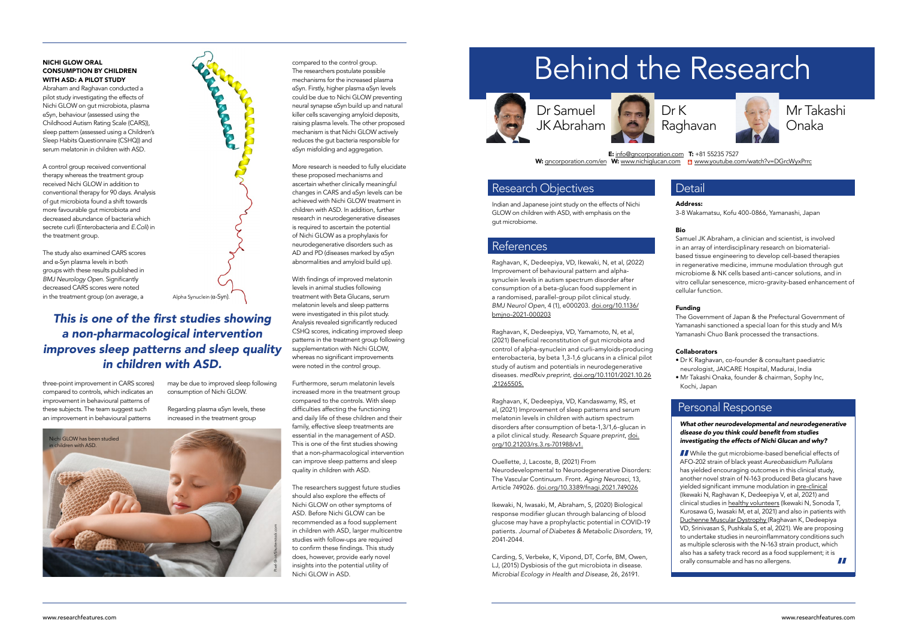### NICHI GLOW ORAL CONSUMPTION BY CHILDREN WITH ASD: A PILOT STUDY

Abraham and Raghavan conducted a pilot study investigating the effects of Nichi GLOW on gut microbiota, plasma αSyn, behaviour (assessed using the Childhood Autism Rating Scale (CARS)), sleep pattern (assessed using a Children's Sleep Habits Questionnaire (CSHQ)) and serum melatonin in children with ASD.

A control group received conventional therapy whereas the treatment group received Nichi GLOW in addition to conventional therapy for 90 days. Analysis of gut microbiota found a shift towards more favourable gut microbiota and decreased abundance of bacteria which secrete curli (Enterobacteria and *E.Coli*) in the treatment group.

The study also examined CARS scores and α-Syn plasma levels in both groups with these results published in *BMJ Neurology Open*. Significantly decreased CARS scores were noted in the treatment group (on average, a three-point improvement in CARS scores) compared to controls, which indicates an improvement in behavioural patterns of these subjects. The team suggest such an improvement in behavioural patterns may be due to improved sleep following consumption of Nichi GLOW.

Alpha Synuclein (α-Syn).

***This is one of the first studies showing a non-pharmacological intervention improves sleep patterns and sleep quality in children with ASD.***

Regarding plasma αSyn levels, these increased in the treatment group compared to the control group. The researchers postulate possible mechanisms for the increased plasma αSyn. Firstly, higher plasma αSyn levels could be due to Nichi GLOW preventing neural synapse αSyn build up and natural killer cells scavenging amyloid deposits, raising plasma levels. The other proposed mechanism is that Nichi GLOW actively reduces the gut bacteria responsible for αSyn misfolding and aggregation.

More research is needed to fully elucidate these proposed mechanisms and ascertain whether clinically meaningful changes in CARS and αSyn levels can be achieved with Nichi GLOW treatment in children with ASD. In addition, further research in neurodegenerative diseases is required to ascertain the potential of Nichi GLOW as a prophylaxis for neurodegenerative disorders such as AD and PD (diseases marked by αSyn abnormalities and amyloid build up).

With findings of improved melatonin levels in animal studies following treatment with Beta Glucans, serum melatonin levels and sleep patterns were investigated in this pilot study. Analysis revealed significantly reduced CSHQ scores, indicating improved sleep patterns in the treatment group following supplementation with Nichi GLOW, whereas no significant improvements were noted in the control group.

Furthermore, serum melatonin levels increased more in the treatment group compared to the controls. With sleep difficulties affecting the functioning and daily life of these children and their family, effective sleep treatments are essential in the management of ASD. This is one of the first studies showing that a non-pharmacological intervention can improve sleep patterns and sleep quality in children with ASD.

The researchers suggest future studies should also explore the effects of Nichi GLOW on other symptoms of ASD. Before Nichi GLOW can be recommended as a food supplement in children with ASD, larger multicentre studies with follow-ups are required to confirm these findings. This study does, however, provide early novel insights into the potential utility of Nichi GLOW in ASD.

Nichi GLOW has been studied in children with ASD.

# Behind the Research

Dr Samuel JK Abraham

Dr K Raghavan

Mr Takashi Onaka

**E:** info@gncorporation.com **T:** +81 55235 7527
**W:** gncorporation.com/en **W:** www.nichiglucan.com www.youtube.com/watch?v=DGrcWyxPrrc

## Research Objectives

Indian and Japanese joint study on the effects of Nichi GLOW on children with ASD, with emphasis on the gut microbiome.

## Detail

**Address:**
3-8 Wakamatsu, Kofu 400-0866, Yamanashi, Japan

**Bio**
Samuel JK Abraham, a clinician and scientist, is involved in an array of interdisciplinary research on biomaterial-based tissue engineering to develop cell-based therapies in regenerative medicine, immune modulation through gut microbiome & NK cells based anti-cancer solutions, and in vitro cellular senescence, micro-gravity-based enhancement of cellular function.

**Funding**
The Government of Japan & the Prefectural Government of Yamanashi sanctioned a special loan for this study and M/s Yamanashi Chuo Bank processed the transactions.

**Collaborators**
- Dr K Raghavan, co-founder & consultant paediatric neurologist, JAICARE Hospital, Madurai, India
- Mr Takashi Onaka, founder & chairman, Sophy Inc, Kochi, Japan

## References

Raghavan, K, Dedeepiya, VD, Ikewaki, N, et al, (2022) Improvement of behavioural pattern and alpha-synuclein levels in autism spectrum disorder after consumption of a beta-glucan food supplement in a randomised, parallel-group pilot clinical study. *BMJ Neurol Open*, 4 (1), e000203. doi.org/10.1136/bmjno-2021-000203

Raghavan, K, Dedeepiya, VD, Yamamoto, N, et al, (2021) Beneficial reconstitution of gut microbiota and control of alpha-synuclein and curli-amyloids-producing enterobacteria, by beta 1,3-1,6 glucans in a clinical pilot study of autism and potentials in neurodegenerative diseases. *medRxiv preprint*, doi.org/10.1101/2021.10.26.21265505.

Raghavan, K, Dedeepiya, VD, Kandaswamy, RS, et al, (2021) Improvement of sleep patterns and serum melatonin levels in children with autism spectrum disorders after consumption of beta-1,3/1,6-glucan in a pilot clinical study. *Research Square preprint*, doi.org/10.21203/rs.3.rs-701988/v1.

Ouellette, J, Lacoste, B, (2021) From Neurodevelopmental to Neurodegenerative Disorders: The Vascular Continuum. Front. *Aging Neurosci*, 13, Article 749026. doi.org/10.3389/fnagi.2021.749026

Ikewaki, N, Iwasaki, M, Abraham, S, (2020) Biological response modifier glucan through balancing of blood glucose may have a prophylactic potential in COVID-19 patients. *Journal of Diabetes & Metabolic Disorders*, 19, 2041-2044.

Carding, S, Verbeke, K, Vipond, DT, Corfe, BM, Owen, LJ, (2015) Dysbiosis of the gut microbiota in disease. *Microbial Ecology in Health and Disease*, 26, 26191.

## Personal Response

***What other neurodevelopmental and neurodegenerative disease do you think could benefit from studies investigating the effects of Nichi Glucan and why?***

"While the gut microbiome-based beneficial effects of AFO-202 strain of black yeast *Aureobasidium Pullulans* has yielded encouraging outcomes in this clinical study, another novel strain of N-163 produced Beta glucans have yielded significant immune modulation in pre-clinical (Ikewaki N, Raghavan K, Dedeepiya V, et al, 2021) and clinical studies in healthy volunteers (Ikewaki N, Sonoda T, Kurosawa G, Iwasaki M, et al, 2021) and also in patients with Duchenne Muscular Dystrophy (Raghavan K, Dedeepiya VD, Srinivasan S, Pushkala S, et al, 2021). We are proposing to undertake studies in neuroinflammatory conditions such as multiple sclerosis with the N-163 strain product, which also has a safety track record as a food supplement; it is orally consumable and has no allergens."